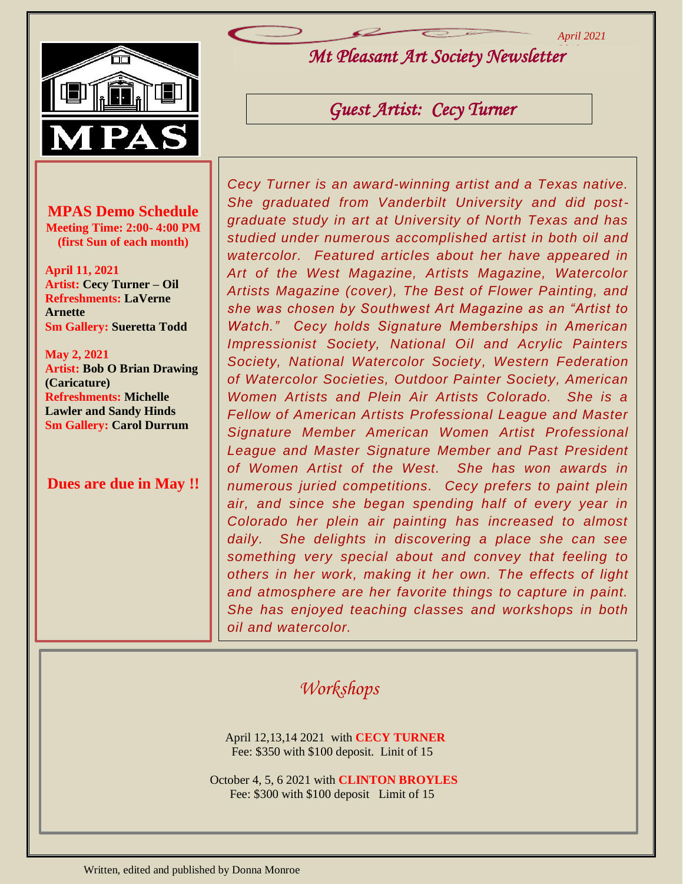April 2021

# Mt Pleasant Art Society Newsletter

MPAS

## Guest Artist: Cecy Turner

*Cecy Turner is an award-winning artist and a Texas native. She graduated from Vanderbilt University and did post-graduate study in art at University of North Texas and has studied under numerous accomplished artist in both oil and watercolor. Featured articles about her have appeared in Art of the West Magazine, Artists Magazine, Watercolor Artists Magazine (cover), The Best of Flower Painting, and she was chosen by Southwest Art Magazine as an "Artist to Watch." Cecy holds Signature Memberships in American Impressionist Society, National Oil and Acrylic Painters Society, National Watercolor Society, Western Federation of Watercolor Societies, Outdoor Painter Society, American Women Artists and Plein Air Artists Colorado. She is a Fellow of American Artists Professional League and Master Signature Member American Women Artist Professional League and Master Signature Member and Past President of Women Artist of the West. She has won awards in numerous juried competitions. Cecy prefers to paint plein air, and since she began spending half of every year in Colorado her plein air painting has increased to almost daily. She delights in discovering a place she can see something very special about and convey that feeling to others in her work, making it her own. The effects of light and atmosphere are her favorite things to capture in paint. She has enjoyed teaching classes and workshops in both oil and watercolor.*

### MPAS Demo Schedule

**Meeting Time: 2:00- 4:00 PM**
**(first Sun of each month)**

**April 11, 2021**
**Artist:** **Cecy Turner – Oil**
**Refreshments:** **LaVerne Arnette**
**Sm Gallery:** **Sueretta Todd**

**May 2, 2021**
**Artist:** **Bob O Brian Drawing (Caricature)**
**Refreshments:** **Michelle Lawler and Sandy Hinds**
**Sm Gallery:** **Carol Durrum**

**Dues are due in May !!**

## Workshops

April 12,13,14 2021 with **CECY TURNER**
Fee: $350 with $100 deposit. Limit of 15

October 4, 5, 6 2021 with **CLINTON BROYLES**
Fee: $300 with $100 deposit Limit of 15

Written, edited and published by Donna Monroe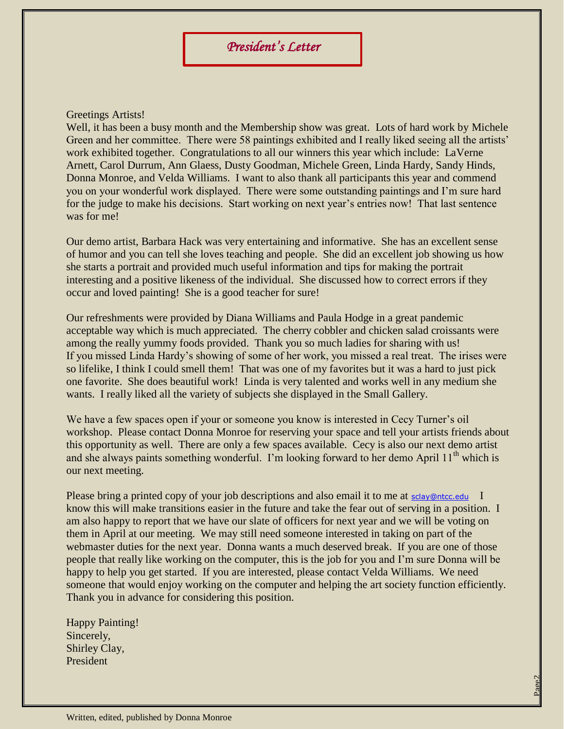# *President's Letter*

Greetings Artists!
Well, it has been a busy month and the Membership show was great. Lots of hard work by Michele Green and her committee. There were 58 paintings exhibited and I really liked seeing all the artists' work exhibited together. Congratulations to all our winners this year which include: LaVerne Arnett, Carol Durrum, Ann Glaess, Dusty Goodman, Michele Green, Linda Hardy, Sandy Hinds, Donna Monroe, and Velda Williams. I want to also thank all participants this year and commend you on your wonderful work displayed. There were some outstanding paintings and I'm sure hard for the judge to make his decisions. Start working on next year's entries now! That last sentence was for me!

Our demo artist, Barbara Hack was very entertaining and informative. She has an excellent sense of humor and you can tell she loves teaching and people. She did an excellent job showing us how she starts a portrait and provided much useful information and tips for making the portrait interesting and a positive likeness of the individual. She discussed how to correct errors if they occur and loved painting! She is a good teacher for sure!

Our refreshments were provided by Diana Williams and Paula Hodge in a great pandemic acceptable way which is much appreciated. The cherry cobbler and chicken salad croissants were among the really yummy foods provided. Thank you so much ladies for sharing with us!
If you missed Linda Hardy's showing of some of her work, you missed a real treat. The irises were so lifelike, I think I could smell them! That was one of my favorites but it was a hard to just pick one favorite. She does beautiful work! Linda is very talented and works well in any medium she wants. I really liked all the variety of subjects she displayed in the Small Gallery.

We have a few spaces open if your or someone you know is interested in Cecy Turner's oil workshop. Please contact Donna Monroe for reserving your space and tell your artists friends about this opportunity as well. There are only a few spaces available. Cecy is also our next demo artist and she always paints something wonderful. I'm looking forward to her demo April 11th which is our next meeting.

Please bring a printed copy of your job descriptions and also email it to me at sclay@ntcc.edu I know this will make transitions easier in the future and take the fear out of serving in a position. I am also happy to report that we have our slate of officers for next year and we will be voting on them in April at our meeting. We may still need someone interested in taking on part of the webmaster duties for the next year. Donna wants a much deserved break. If you are one of those people that really like working on the computer, this is the job for you and I'm sure Donna will be happy to help you get started. If you are interested, please contact Velda Williams. We need someone that would enjoy working on the computer and helping the art society function efficiently. Thank you in advance for considering this position.

Happy Painting!
Sincerely,
Shirley Clay,
President

Written, edited, published by Donna Monroe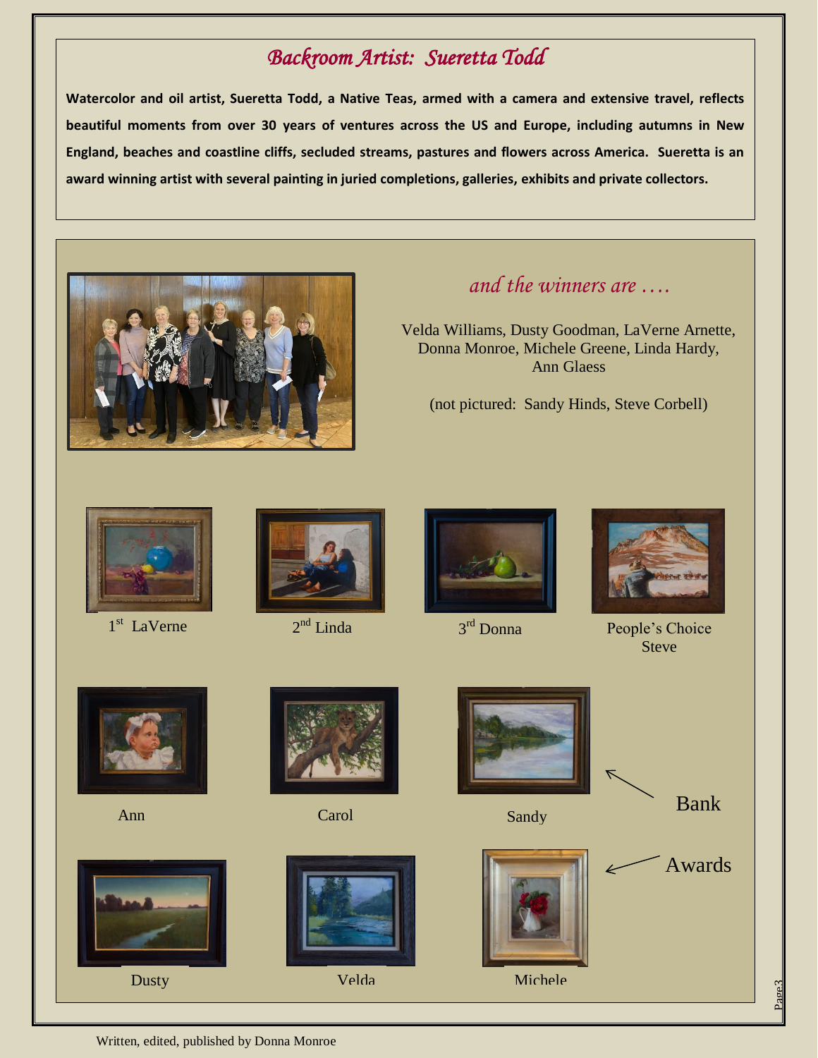## *Backroom Artist: Sueretta Todd*

**Watercolor and oil artist, Sueretta Todd, a Native Teas, armed with a camera and extensive travel, reflects beautiful moments from over 30 years of ventures across the US and Europe, including autumns in New England, beaches and coastline cliffs, secluded streams, pastures and flowers across America. Sueretta is an award winning artist with several painting in juried completions, galleries, exhibits and private collectors.**

### *and the winners are ….*

Velda Williams, Dusty Goodman, LaVerne Arnette, Donna Monroe, Michele Greene, Linda Hardy, Ann Glaess

(not pictured: Sandy Hinds, Steve Corbell)

1st LaVerne

2nd Linda

3rd Donna

People's Choice Steve

Ann

Carol

Sandy

Bank

Awards

Dusty

Velda

Michele

Written, edited, published by Donna Monroe